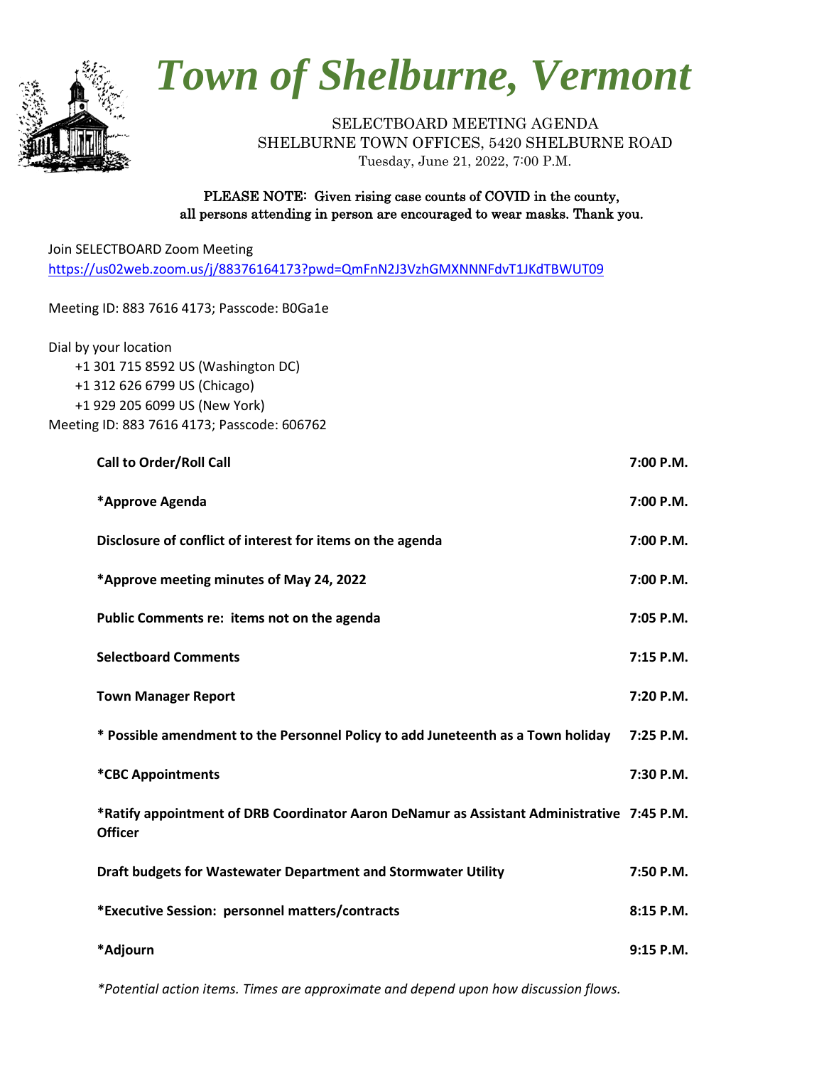# Town of Shelburne, Vermont

SELECTBOARD MEETING AGENDA
SHELBURNE TOWN OFFICES, 5420 SHELBURNE ROAD
Tuesday, June 21, 2022, 7:00 P.M.

**PLEASE NOTE: Given rising case counts of COVID in the county, all persons attending in person are encouraged to wear masks. Thank you.**

Join SELECTBOARD Zoom Meeting
https://us02web.zoom.us/j/88376164173?pwd=QmFnN2J3VzhGMXNNNFdvT1JKdTBWUT09

Meeting ID: 883 7616 4173; Passcode: B0Ga1e

Dial by your location
+1 301 715 8592 US (Washington DC)
+1 312 626 6799 US (Chicago)
+1 929 205 6099 US (New York)
Meeting ID: 883 7616 4173; Passcode: 606762

| | |
|---|---|
| **Call to Order/Roll Call** | **7:00 P.M.** |
| **\*Approve Agenda** | **7:00 P.M.** |
| **Disclosure of conflict of interest for items on the agenda** | **7:00 P.M.** |
| **\*Approve meeting minutes of May 24, 2022** | **7:00 P.M.** |
| **Public Comments re: items not on the agenda** | **7:05 P.M.** |
| **Selectboard Comments** | **7:15 P.M.** |
| **Town Manager Report** | **7:20 P.M.** |
| **\* Possible amendment to the Personnel Policy to add Juneteenth as a Town holiday** | **7:25 P.M.** |
| **\*CBC Appointments** | **7:30 P.M.** |
| **\*Ratify appointment of DRB Coordinator Aaron DeNamur as Assistant Administrative Officer** | **7:45 P.M.** |
| **Draft budgets for Wastewater Department and Stormwater Utility** | **7:50 P.M.** |
| **\*Executive Session: personnel matters/contracts** | **8:15 P.M.** |
| **\*Adjourn** | **9:15 P.M.** |

*\*Potential action items. Times are approximate and depend upon how discussion flows.*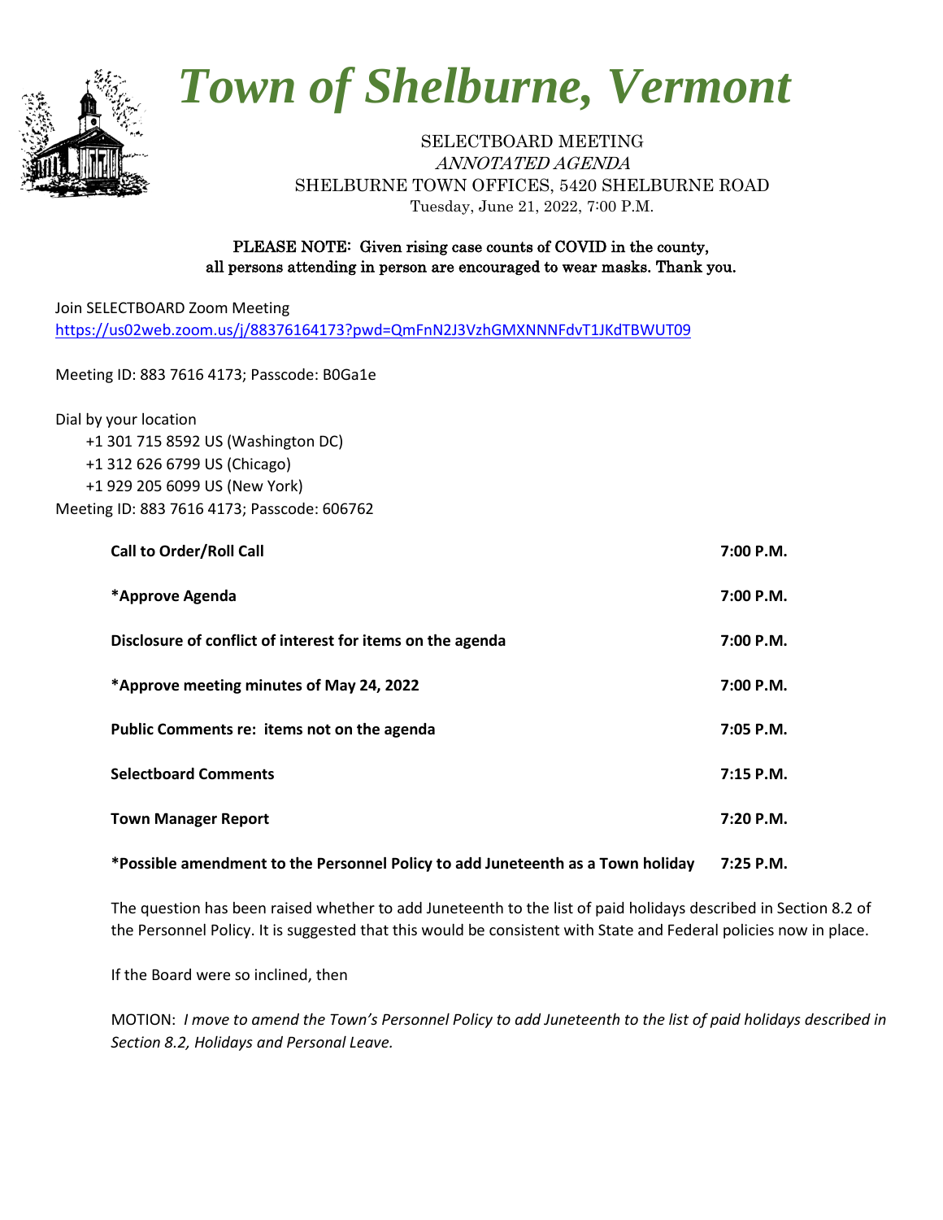# *Town of Shelburne, Vermont*

SELECTBOARD MEETING
*ANNOTATED AGENDA*
SHELBURNE TOWN OFFICES, 5420 SHELBURNE ROAD
Tuesday, June 21, 2022, 7:00 P.M.

**PLEASE NOTE: Given rising case counts of COVID in the county, all persons attending in person are encouraged to wear masks. Thank you.**

Join SELECTBOARD Zoom Meeting
https://us02web.zoom.us/j/88376164173?pwd=QmFnN2J3VzhGMXNNNFdvT1JKdTBWUT09

Meeting ID: 883 7616 4173; Passcode: B0Ga1e

Dial by your location
+1 301 715 8592 US (Washington DC)
+1 312 626 6799 US (Chicago)
+1 929 205 6099 US (New York)
Meeting ID: 883 7616 4173; Passcode: 606762

| | |
|---|---|
| **Call to Order/Roll Call** | **7:00 P.M.** |
| ***Approve Agenda** | **7:00 P.M.** |
| **Disclosure of conflict of interest for items on the agenda** | **7:00 P.M.** |
| ***Approve meeting minutes of May 24, 2022** | **7:00 P.M.** |
| **Public Comments re: items not on the agenda** | **7:05 P.M.** |
| **Selectboard Comments** | **7:15 P.M.** |
| **Town Manager Report** | **7:20 P.M.** |
| ***Possible amendment to the Personnel Policy to add Juneteenth as a Town holiday** | **7:25 P.M.** |

The question has been raised whether to add Juneteenth to the list of paid holidays described in Section 8.2 of the Personnel Policy. It is suggested that this would be consistent with State and Federal policies now in place.

If the Board were so inclined, then

MOTION: *I move to amend the Town's Personnel Policy to add Juneteenth to the list of paid holidays described in Section 8.2, Holidays and Personal Leave.*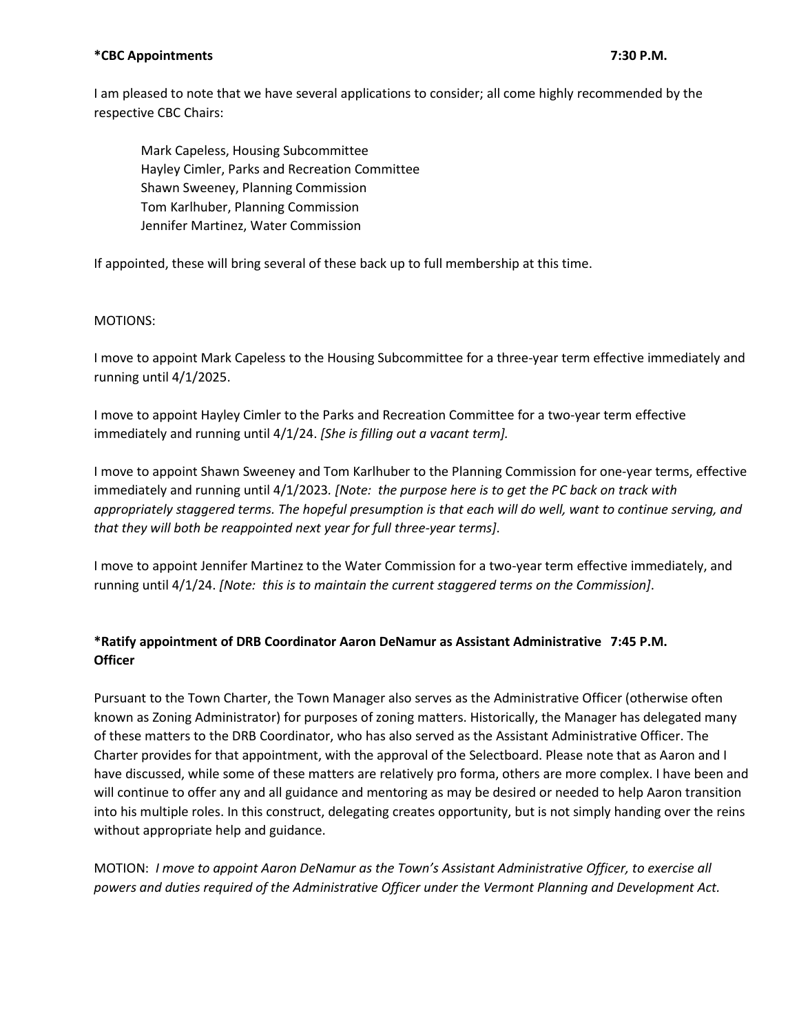**\*CBC Appointments 7:30 P.M.**

I am pleased to note that we have several applications to consider; all come highly recommended by the respective CBC Chairs:

Mark Capeless, Housing Subcommittee
Hayley Cimler, Parks and Recreation Committee
Shawn Sweeney, Planning Commission
Tom Karlhuber, Planning Commission
Jennifer Martinez, Water Commission

If appointed, these will bring several of these back up to full membership at this time.

MOTIONS:

I move to appoint Mark Capeless to the Housing Subcommittee for a three-year term effective immediately and running until 4/1/2025.

I move to appoint Hayley Cimler to the Parks and Recreation Committee for a two-year term effective immediately and running until 4/1/24. *[She is filling out a vacant term].*

I move to appoint Shawn Sweeney and Tom Karlhuber to the Planning Commission for one-year terms, effective immediately and running until 4/1/2023*. [Note: the purpose here is to get the PC back on track with appropriately staggered terms. The hopeful presumption is that each will do well, want to continue serving, and that they will both be reappointed next year for full three-year terms]*.

I move to appoint Jennifer Martinez to the Water Commission for a two-year term effective immediately, and running until 4/1/24. *[Note: this is to maintain the current staggered terms on the Commission]*.

**\*Ratify appointment of DRB Coordinator Aaron DeNamur as Assistant Administrative Officer 7:45 P.M.**

Pursuant to the Town Charter, the Town Manager also serves as the Administrative Officer (otherwise often known as Zoning Administrator) for purposes of zoning matters. Historically, the Manager has delegated many of these matters to the DRB Coordinator, who has also served as the Assistant Administrative Officer. The Charter provides for that appointment, with the approval of the Selectboard. Please note that as Aaron and I have discussed, while some of these matters are relatively pro forma, others are more complex. I have been and will continue to offer any and all guidance and mentoring as may be desired or needed to help Aaron transition into his multiple roles. In this construct, delegating creates opportunity, but is not simply handing over the reins without appropriate help and guidance.

MOTION: *I move to appoint Aaron DeNamur as the Town's Assistant Administrative Officer, to exercise all powers and duties required of the Administrative Officer under the Vermont Planning and Development Act.*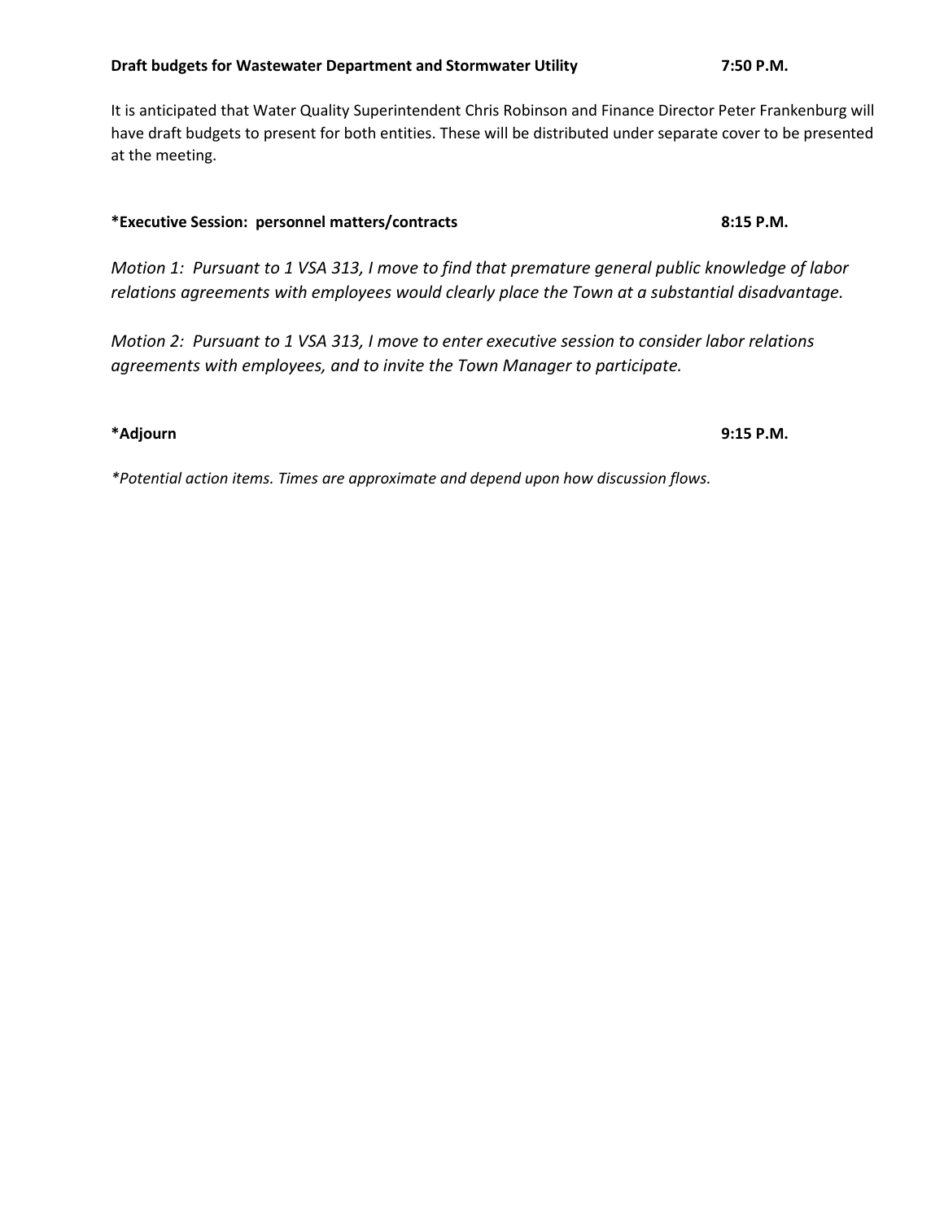**Draft budgets for Wastewater Department and Stormwater Utility** **7:50 P.M.**

It is anticipated that Water Quality Superintendent Chris Robinson and Finance Director Peter Frankenburg will have draft budgets to present for both entities. These will be distributed under separate cover to be presented at the meeting.

**\*Executive Session: personnel matters/contracts** **8:15 P.M.**

*Motion 1: Pursuant to 1 VSA 313, I move to find that premature general public knowledge of labor relations agreements with employees would clearly place the Town at a substantial disadvantage.*

*Motion 2: Pursuant to 1 VSA 313, I move to enter executive session to consider labor relations agreements with employees, and to invite the Town Manager to participate.*

**\*Adjourn** **9:15 P.M.**

*\*Potential action items. Times are approximate and depend upon how discussion flows.*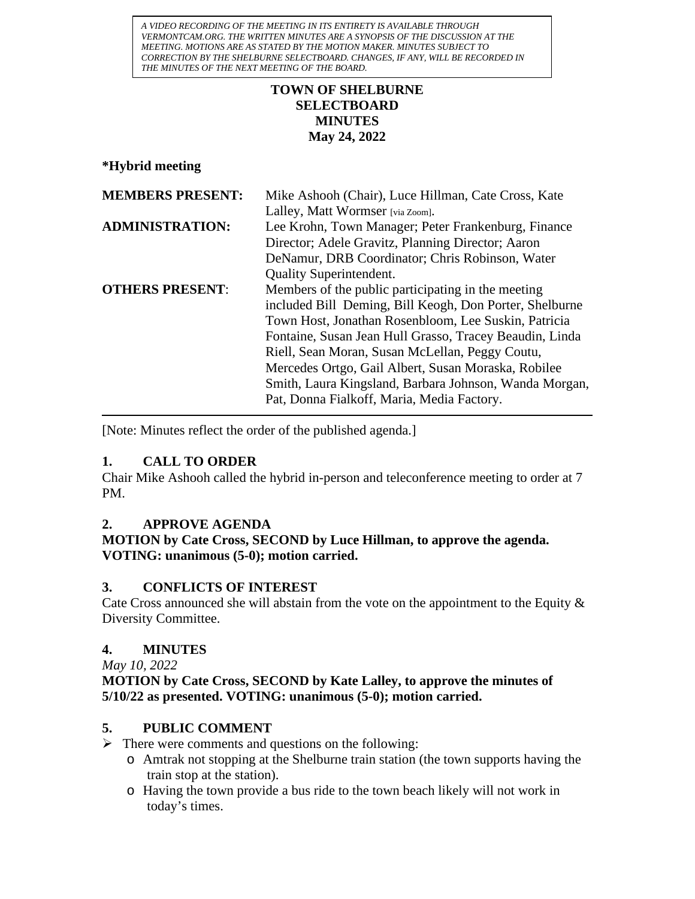*A VIDEO RECORDING OF THE MEETING IN ITS ENTIRETY IS AVAILABLE THROUGH VERMONTCAM.ORG. THE WRITTEN MINUTES ARE A SYNOPSIS OF THE DISCUSSION AT THE MEETING. MOTIONS ARE AS STATED BY THE MOTION MAKER. MINUTES SUBJECT TO CORRECTION BY THE SHELBURNE SELECTBOARD. CHANGES, IF ANY, WILL BE RECORDED IN THE MINUTES OF THE NEXT MEETING OF THE BOARD.*

**TOWN OF SHELBURNE**
**SELECTBOARD**
**MINUTES**
**May 24, 2022**

**\*Hybrid meeting**

| | |
|---|---|
| **MEMBERS PRESENT:** | Mike Ashooh (Chair), Luce Hillman, Cate Cross, Kate Lalley, Matt Wormser [via Zoom]. |
| **ADMINISTRATION:** | Lee Krohn, Town Manager; Peter Frankenburg, Finance Director; Adele Gravitz, Planning Director; Aaron DeNamur, DRB Coordinator; Chris Robinson, Water Quality Superintendent. |
| **OTHERS PRESENT:** | Members of the public participating in the meeting included Bill Deming, Bill Keogh, Don Porter, Shelburne Town Host, Jonathan Rosenbloom, Lee Suskin, Patricia Fontaine, Susan Jean Hull Grasso, Tracey Beaudin, Linda Riell, Sean Moran, Susan McLellan, Peggy Coutu, Mercedes Ortgo, Gail Albert, Susan Moraska, Robilee Smith, Laura Kingsland, Barbara Johnson, Wanda Morgan, Pat, Donna Fialkoff, Maria, Media Factory. |

[Note: Minutes reflect the order of the published agenda.]

## 1. CALL TO ORDER

Chair Mike Ashooh called the hybrid in-person and teleconference meeting to order at 7 PM.

## 2. APPROVE AGENDA

**MOTION by Cate Cross, SECOND by Luce Hillman, to approve the agenda. VOTING: unanimous (5-0); motion carried.**

## 3. CONFLICTS OF INTEREST

Cate Cross announced she will abstain from the vote on the appointment to the Equity & Diversity Committee.

## 4. MINUTES

*May 10, 2022*

**MOTION by Cate Cross, SECOND by Kate Lalley, to approve the minutes of 5/10/22 as presented. VOTING: unanimous (5-0); motion carried.**

## 5. PUBLIC COMMENT

- There were comments and questions on the following:
  - Amtrak not stopping at the Shelburne train station (the town supports having the train stop at the station).
  - Having the town provide a bus ride to the town beach likely will not work in today's times.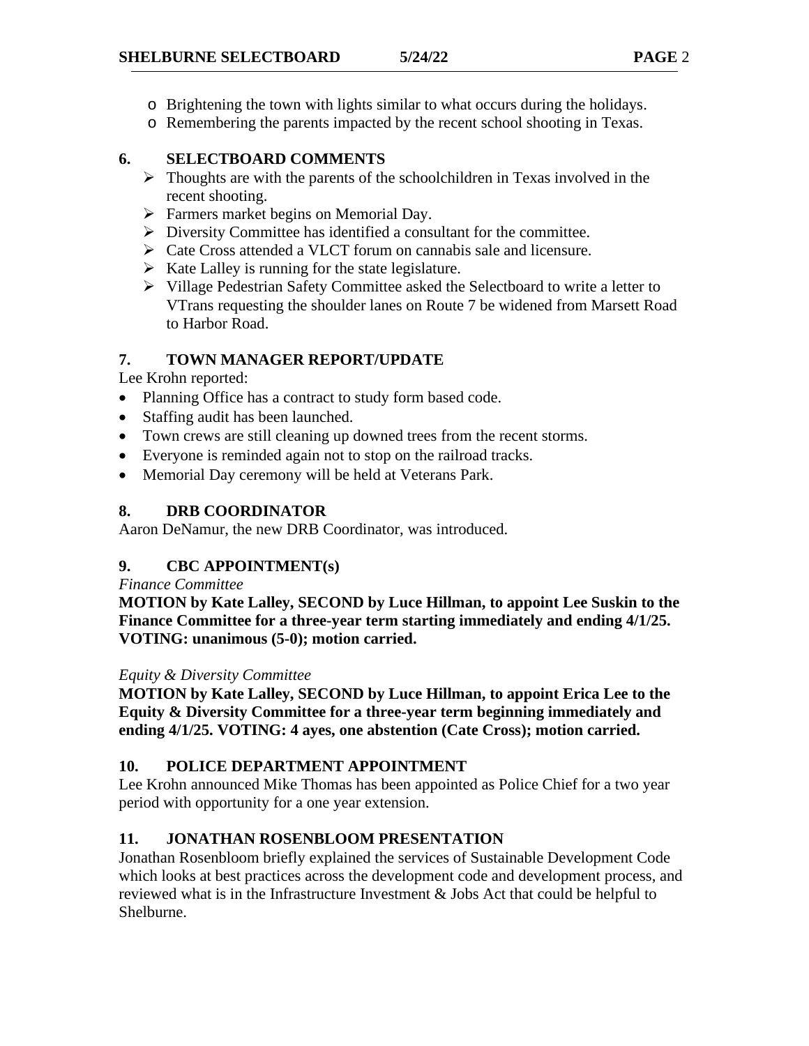- Brightening the town with lights similar to what occurs during the holidays.
- Remembering the parents impacted by the recent school shooting in Texas.

## 6. SELECTBOARD COMMENTS

- Thoughts are with the parents of the schoolchildren in Texas involved in the recent shooting.
- Farmers market begins on Memorial Day.
- Diversity Committee has identified a consultant for the committee.
- Cate Cross attended a VLCT forum on cannabis sale and licensure.
- Kate Lalley is running for the state legislature.
- Village Pedestrian Safety Committee asked the Selectboard to write a letter to VTrans requesting the shoulder lanes on Route 7 be widened from Marsett Road to Harbor Road.

## 7. TOWN MANAGER REPORT/UPDATE

Lee Krohn reported:

- Planning Office has a contract to study form based code.
- Staffing audit has been launched.
- Town crews are still cleaning up downed trees from the recent storms.
- Everyone is reminded again not to stop on the railroad tracks.
- Memorial Day ceremony will be held at Veterans Park.

## 8. DRB COORDINATOR

Aaron DeNamur, the new DRB Coordinator, was introduced.

## 9. CBC APPOINTMENT(s)

*Finance Committee*

**MOTION by Kate Lalley, SECOND by Luce Hillman, to appoint Lee Suskin to the Finance Committee for a three-year term starting immediately and ending 4/1/25. VOTING: unanimous (5-0); motion carried.**

*Equity & Diversity Committee*

**MOTION by Kate Lalley, SECOND by Luce Hillman, to appoint Erica Lee to the Equity & Diversity Committee for a three-year term beginning immediately and ending 4/1/25. VOTING: 4 ayes, one abstention (Cate Cross); motion carried.**

## 10. POLICE DEPARTMENT APPOINTMENT

Lee Krohn announced Mike Thomas has been appointed as Police Chief for a two year period with opportunity for a one year extension.

## 11. JONATHAN ROSENBLOOM PRESENTATION

Jonathan Rosenbloom briefly explained the services of Sustainable Development Code which looks at best practices across the development code and development process, and reviewed what is in the Infrastructure Investment & Jobs Act that could be helpful to Shelburne.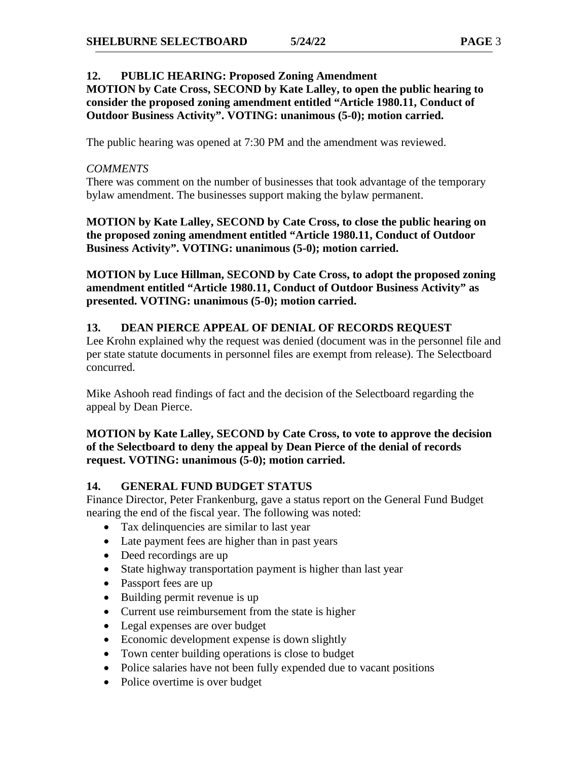## 12. PUBLIC HEARING: Proposed Zoning Amendment

**MOTION by Cate Cross, SECOND by Kate Lalley, to open the public hearing to consider the proposed zoning amendment entitled "Article 1980.11, Conduct of Outdoor Business Activity". VOTING: unanimous (5-0); motion carried.**

The public hearing was opened at 7:30 PM and the amendment was reviewed.

*COMMENTS*

There was comment on the number of businesses that took advantage of the temporary bylaw amendment. The businesses support making the bylaw permanent.

**MOTION by Kate Lalley, SECOND by Cate Cross, to close the public hearing on the proposed zoning amendment entitled "Article 1980.11, Conduct of Outdoor Business Activity". VOTING: unanimous (5-0); motion carried.**

**MOTION by Luce Hillman, SECOND by Cate Cross, to adopt the proposed zoning amendment entitled "Article 1980.11, Conduct of Outdoor Business Activity" as presented. VOTING: unanimous (5-0); motion carried.**

## 13. DEAN PIERCE APPEAL OF DENIAL OF RECORDS REQUEST

Lee Krohn explained why the request was denied (document was in the personnel file and per state statute documents in personnel files are exempt from release). The Selectboard concurred.

Mike Ashooh read findings of fact and the decision of the Selectboard regarding the appeal by Dean Pierce.

**MOTION by Kate Lalley, SECOND by Cate Cross, to vote to approve the decision of the Selectboard to deny the appeal by Dean Pierce of the denial of records request. VOTING: unanimous (5-0); motion carried.**

## 14. GENERAL FUND BUDGET STATUS

Finance Director, Peter Frankenburg, gave a status report on the General Fund Budget nearing the end of the fiscal year. The following was noted:

- Tax delinquencies are similar to last year
- Late payment fees are higher than in past years
- Deed recordings are up
- State highway transportation payment is higher than last year
- Passport fees are up
- Building permit revenue is up
- Current use reimbursement from the state is higher
- Legal expenses are over budget
- Economic development expense is down slightly
- Town center building operations is close to budget
- Police salaries have not been fully expended due to vacant positions
- Police overtime is over budget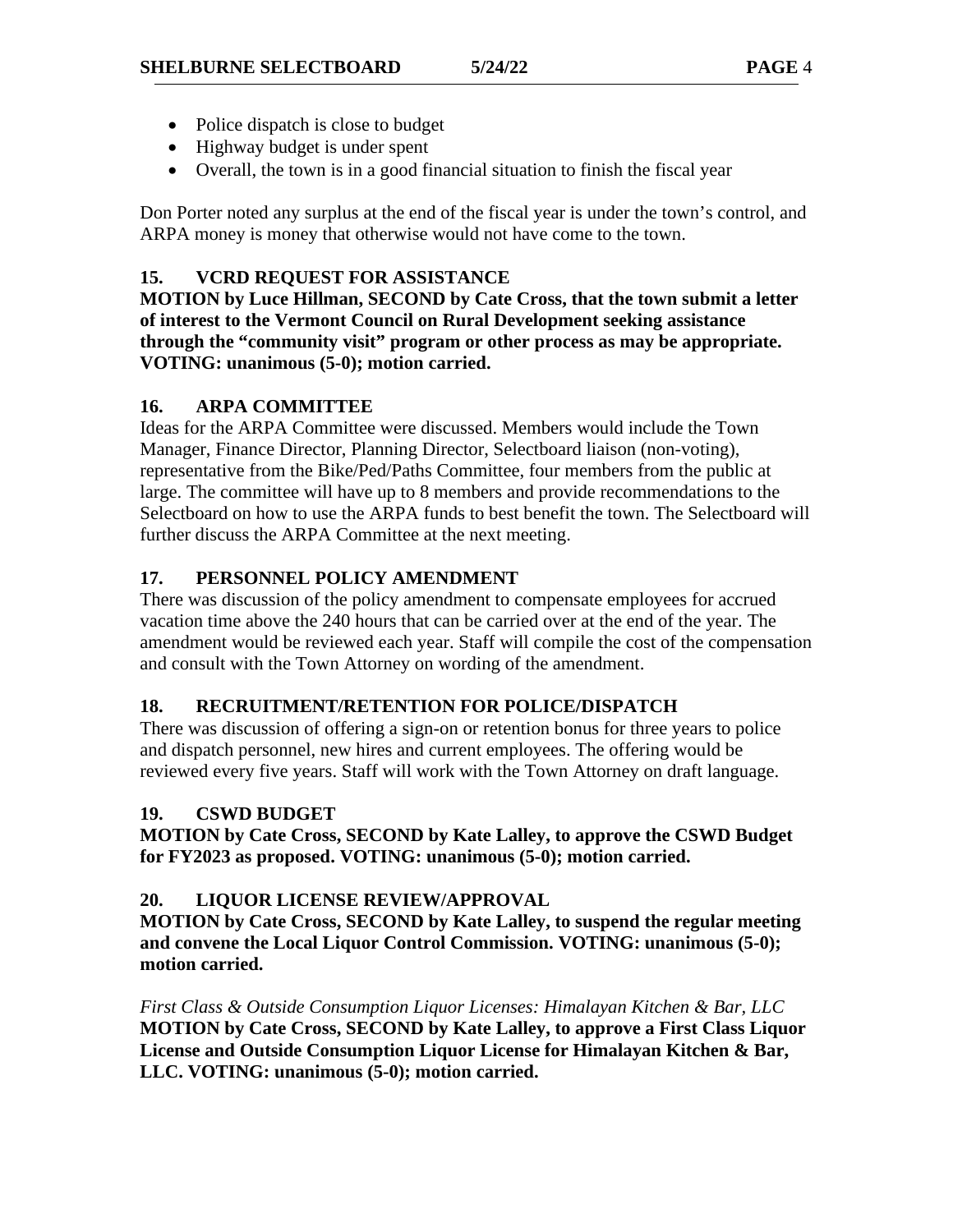- Police dispatch is close to budget
- Highway budget is under spent
- Overall, the town is in a good financial situation to finish the fiscal year

Don Porter noted any surplus at the end of the fiscal year is under the town's control, and ARPA money is money that otherwise would not have come to the town.

**15. VCRD REQUEST FOR ASSISTANCE**

**MOTION by Luce Hillman, SECOND by Cate Cross, that the town submit a letter of interest to the Vermont Council on Rural Development seeking assistance through the "community visit" program or other process as may be appropriate. VOTING: unanimous (5-0); motion carried.**

**16. ARPA COMMITTEE**

Ideas for the ARPA Committee were discussed. Members would include the Town Manager, Finance Director, Planning Director, Selectboard liaison (non-voting), representative from the Bike/Ped/Paths Committee, four members from the public at large. The committee will have up to 8 members and provide recommendations to the Selectboard on how to use the ARPA funds to best benefit the town. The Selectboard will further discuss the ARPA Committee at the next meeting.

**17. PERSONNEL POLICY AMENDMENT**

There was discussion of the policy amendment to compensate employees for accrued vacation time above the 240 hours that can be carried over at the end of the year. The amendment would be reviewed each year. Staff will compile the cost of the compensation and consult with the Town Attorney on wording of the amendment.

**18. RECRUITMENT/RETENTION FOR POLICE/DISPATCH**

There was discussion of offering a sign-on or retention bonus for three years to police and dispatch personnel, new hires and current employees. The offering would be reviewed every five years. Staff will work with the Town Attorney on draft language.

**19. CSWD BUDGET**

**MOTION by Cate Cross, SECOND by Kate Lalley, to approve the CSWD Budget for FY2023 as proposed. VOTING: unanimous (5-0); motion carried.**

**20. LIQUOR LICENSE REVIEW/APPROVAL**

**MOTION by Cate Cross, SECOND by Kate Lalley, to suspend the regular meeting and convene the Local Liquor Control Commission. VOTING: unanimous (5-0); motion carried.**

*First Class & Outside Consumption Liquor Licenses: Himalayan Kitchen & Bar, LLC*

**MOTION by Cate Cross, SECOND by Kate Lalley, to approve a First Class Liquor License and Outside Consumption Liquor License for Himalayan Kitchen & Bar, LLC. VOTING: unanimous (5-0); motion carried.**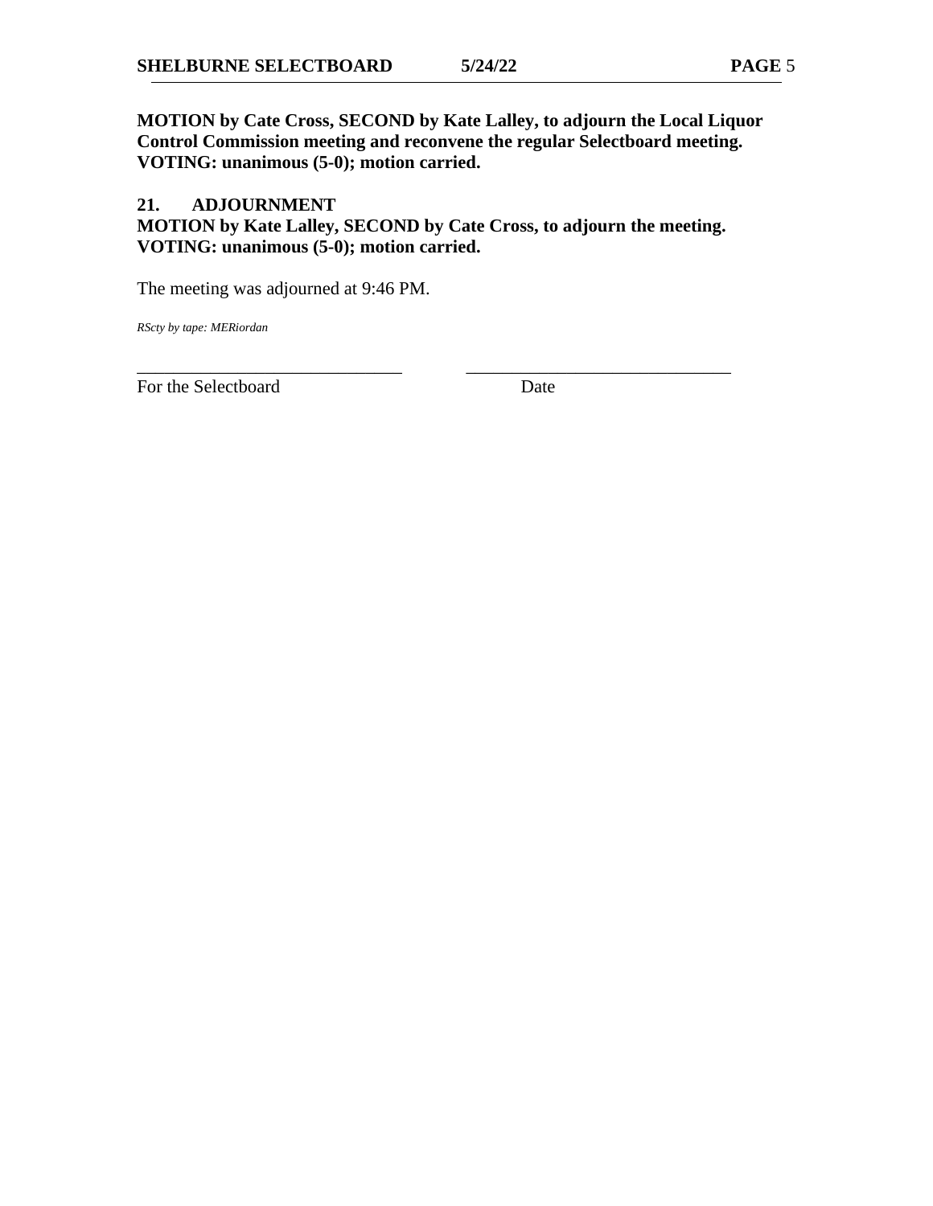**MOTION by Cate Cross, SECOND by Kate Lalley, to adjourn the Local Liquor Control Commission meeting and reconvene the regular Selectboard meeting. VOTING: unanimous (5-0); motion carried.**

### 21. ADJOURNMENT

**MOTION by Kate Lalley, SECOND by Cate Cross, to adjourn the meeting. VOTING: unanimous (5-0); motion carried.**

The meeting was adjourned at 9:46 PM.

*RScty by tape: MERiordan*

\_\_\_\_\_\_\_\_\_\_\_\_\_\_\_\_\_\_\_\_\_\_\_\_\_\_\_\_\_\_ \_\_\_\_\_\_\_\_\_\_\_\_\_\_\_\_\_\_\_\_\_\_\_\_\_\_\_\_\_\_

For the Selectboard Date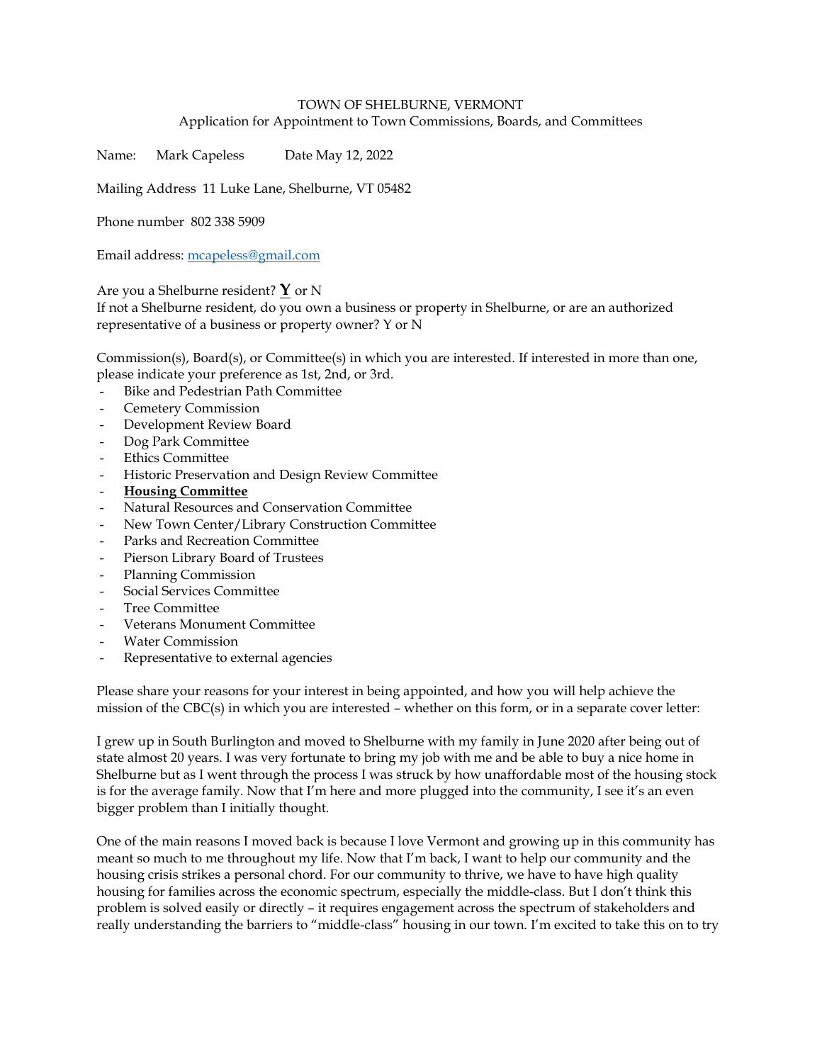TOWN OF SHELBURNE, VERMONT
Application for Appointment to Town Commissions, Boards, and Committees

Name: Mark Capeless Date May 12, 2022

Mailing Address 11 Luke Lane, Shelburne, VT 05482

Phone number 802 338 5909

Email address: mcapeless@gmail.com

Are you a Shelburne resident? **Y** or N
If not a Shelburne resident, do you own a business or property in Shelburne, or are an authorized representative of a business or property owner? Y or N

Commission(s), Board(s), or Committee(s) in which you are interested. If interested in more than one, please indicate your preference as 1st, 2nd, or 3rd.

- Bike and Pedestrian Path Committee
- Cemetery Commission
- Development Review Board
- Dog Park Committee
- Ethics Committee
- Historic Preservation and Design Review Committee
- **Housing Committee**
- Natural Resources and Conservation Committee
- New Town Center/Library Construction Committee
- Parks and Recreation Committee
- Pierson Library Board of Trustees
- Planning Commission
- Social Services Committee
- Tree Committee
- Veterans Monument Committee
- Water Commission
- Representative to external agencies

Please share your reasons for your interest in being appointed, and how you will help achieve the mission of the CBC(s) in which you are interested – whether on this form, or in a separate cover letter:

I grew up in South Burlington and moved to Shelburne with my family in June 2020 after being out of state almost 20 years. I was very fortunate to bring my job with me and be able to buy a nice home in Shelburne but as I went through the process I was struck by how unaffordable most of the housing stock is for the average family. Now that I'm here and more plugged into the community, I see it's an even bigger problem than I initially thought.

One of the main reasons I moved back is because I love Vermont and growing up in this community has meant so much to me throughout my life. Now that I'm back, I want to help our community and the housing crisis strikes a personal chord. For our community to thrive, we have to have high quality housing for families across the economic spectrum, especially the middle-class. But I don't think this problem is solved easily or directly – it requires engagement across the spectrum of stakeholders and really understanding the barriers to "middle-class" housing in our town. I'm excited to take this on to try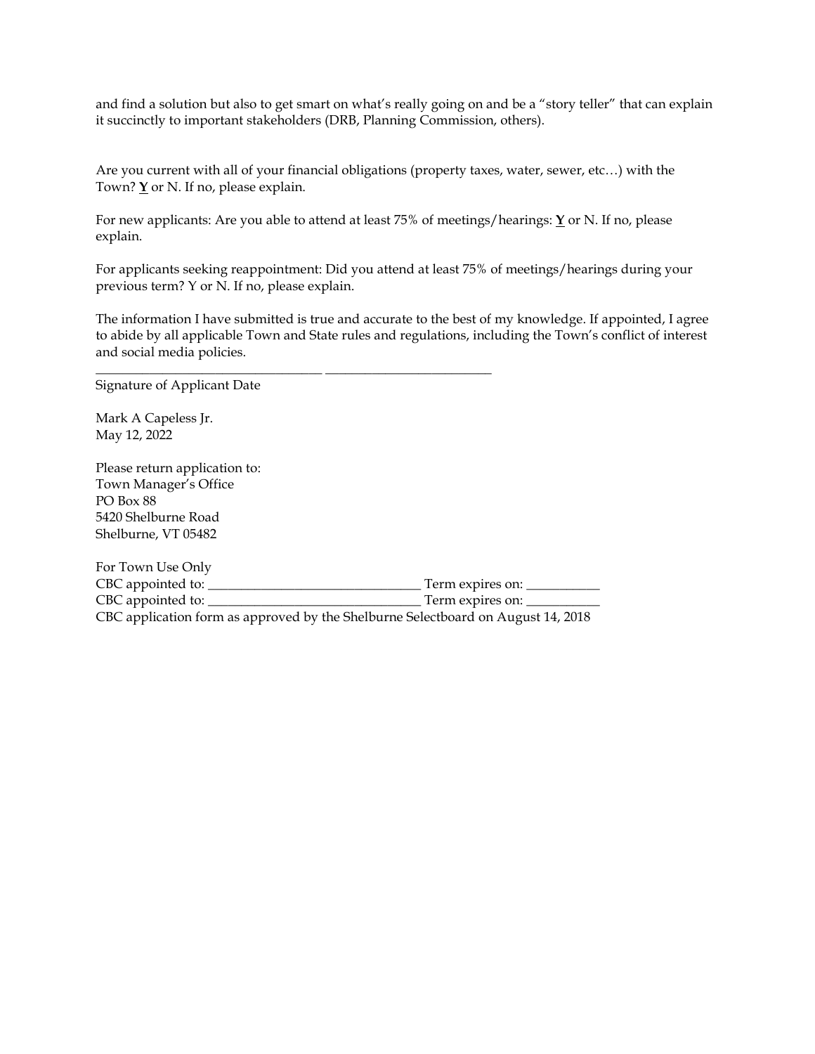and find a solution but also to get smart on what's really going on and be a "story teller" that can explain it succinctly to important stakeholders (DRB, Planning Commission, others).

Are you current with all of your financial obligations (property taxes, water, sewer, etc…) with the Town? **<u>Y</u>** or N. If no, please explain.

For new applicants: Are you able to attend at least 75% of meetings/hearings: **<u>Y</u>** or N. If no, please explain.

For applicants seeking reappointment: Did you attend at least 75% of meetings/hearings during your previous term? Y or N. If no, please explain.

The information I have submitted is true and accurate to the best of my knowledge. If appointed, I agree to abide by all applicable Town and State rules and regulations, including the Town's conflict of interest and social media policies.

_________________________________ _________________________

Signature of Applicant Date

Mark A Capeless Jr.
May 12, 2022

Please return application to:
Town Manager's Office
PO Box 88
5420 Shelburne Road
Shelburne, VT 05482

For Town Use Only
CBC appointed to: _______________________________ Term expires on: ___________
CBC appointed to: _______________________________ Term expires on: ___________
CBC application form as approved by the Shelburne Selectboard on August 14, 2018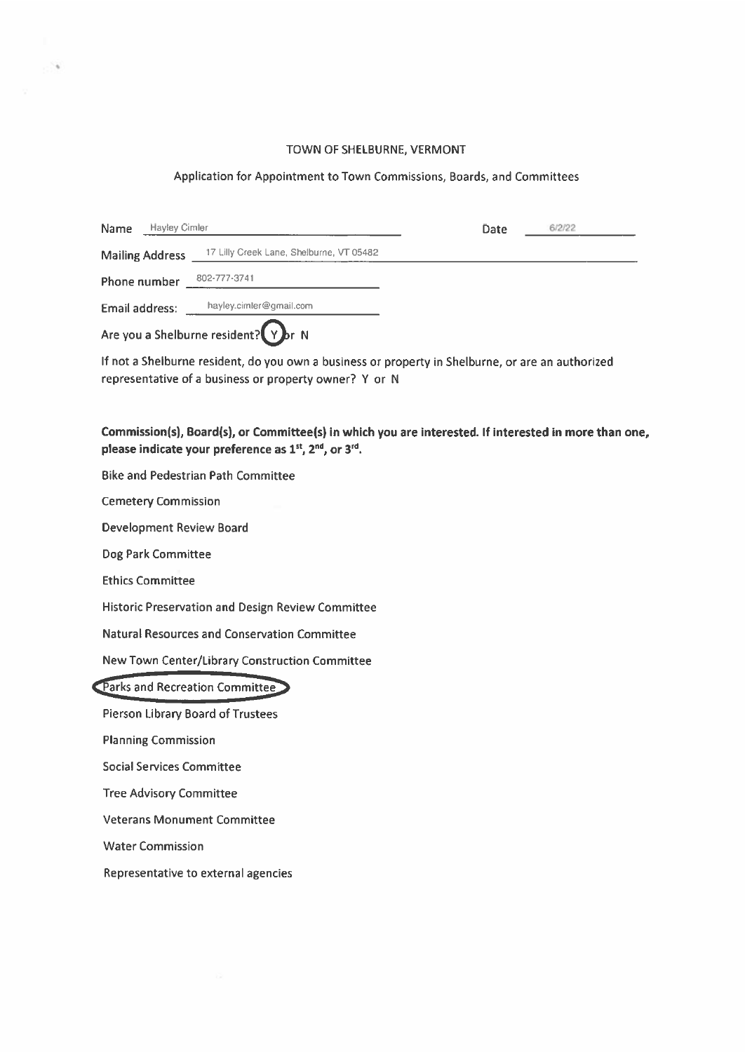TOWN OF SHELBURNE, VERMONT

Application for Appointment to Town Commissions, Boards, and Committees

Name: Hayley Cimler    Date: 6/2/22

Mailing Address: 17 Lilly Creek Lane, Shelburne, VT 05482

Phone number: 802-777-3741

Email address: hayley.cimler@gmail.com

Are you a Shelburne resident? (Y) or N

If not a Shelburne resident, do you own a business or property in Shelburne, or are an authorized representative of a business or property owner? Y or N

**Commission(s), Board(s), or Committee(s) in which you are interested. If interested in more than one, please indicate your preference as 1st, 2nd, or 3rd.**

Bike and Pedestrian Path Committee

Cemetery Commission

Development Review Board

Dog Park Committee

Ethics Committee

Historic Preservation and Design Review Committee

Natural Resources and Conservation Committee

New Town Center/Library Construction Committee

(Parks and Recreation Committee)

Pierson Library Board of Trustees

Planning Commission

Social Services Committee

Tree Advisory Committee

Veterans Monument Committee

Water Commission

Representative to external agencies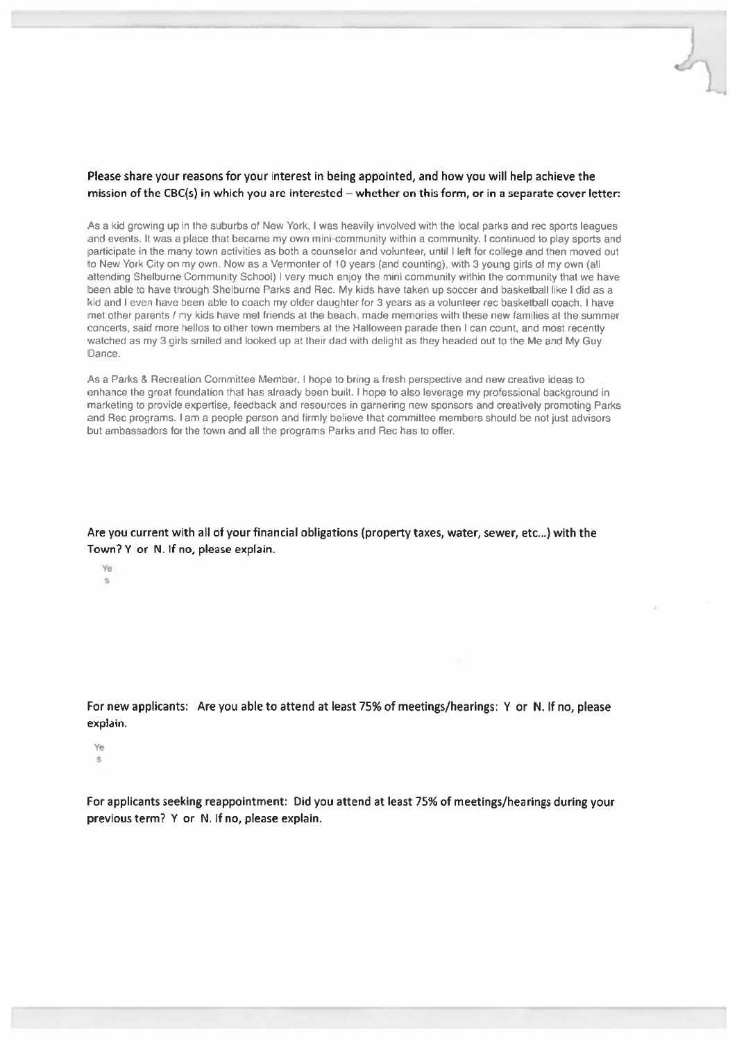**Please share your reasons for your interest in being appointed, and how you will help achieve the mission of the CBC(s) in which you are interested – whether on this form, or in a separate cover letter:**

As a kid growing up in the suburbs of New York, I was heavily involved with the local parks and rec sports leagues and events. It was a place that became my own mini-community within a community. I continued to play sports and participate in the many town activities as both a counselor and volunteer, until I left for college and then moved out to New York City on my own. Now as a Vermonter of 10 years (and counting), with 3 young girls of my own (all attending Shelburne Community School) I very much enjoy the mini community within the community that we have been able to have through Shelburne Parks and Rec. My kids have taken up soccer and basketball like I did as a kid and I even have been able to coach my older daughter for 3 years as a volunteer rec basketball coach. I have met other parents / my kids have met friends at the beach, made memories with these new families at the summer concerts, said more hellos to other town members at the Halloween parade then I can count, and most recently watched as my 3 girls smiled and looked up at their dad with delight as they headed out to the Me and My Guy Dance.

As a Parks & Recreation Committee Member, I hope to bring a fresh perspective and new creative ideas to enhance the great foundation that has already been built. I hope to also leverage my professional background in marketing to provide expertise, feedback and resources in garnering new sponsors and creatively promoting Parks and Rec programs. I am a people person and firmly believe that committee members should be not just advisors but ambassadors for the town and all the programs Parks and Rec has to offer.

**Are you current with all of your financial obligations (property taxes, water, sewer, etc...) with the Town? Y or N. If no, please explain.**

Yes

**For new applicants: Are you able to attend at least 75% of meetings/hearings: Y or N. If no, please explain.**

Yes

**For applicants seeking reappointment: Did you attend at least 75% of meetings/hearings during your previous term? Y or N. If no, please explain.**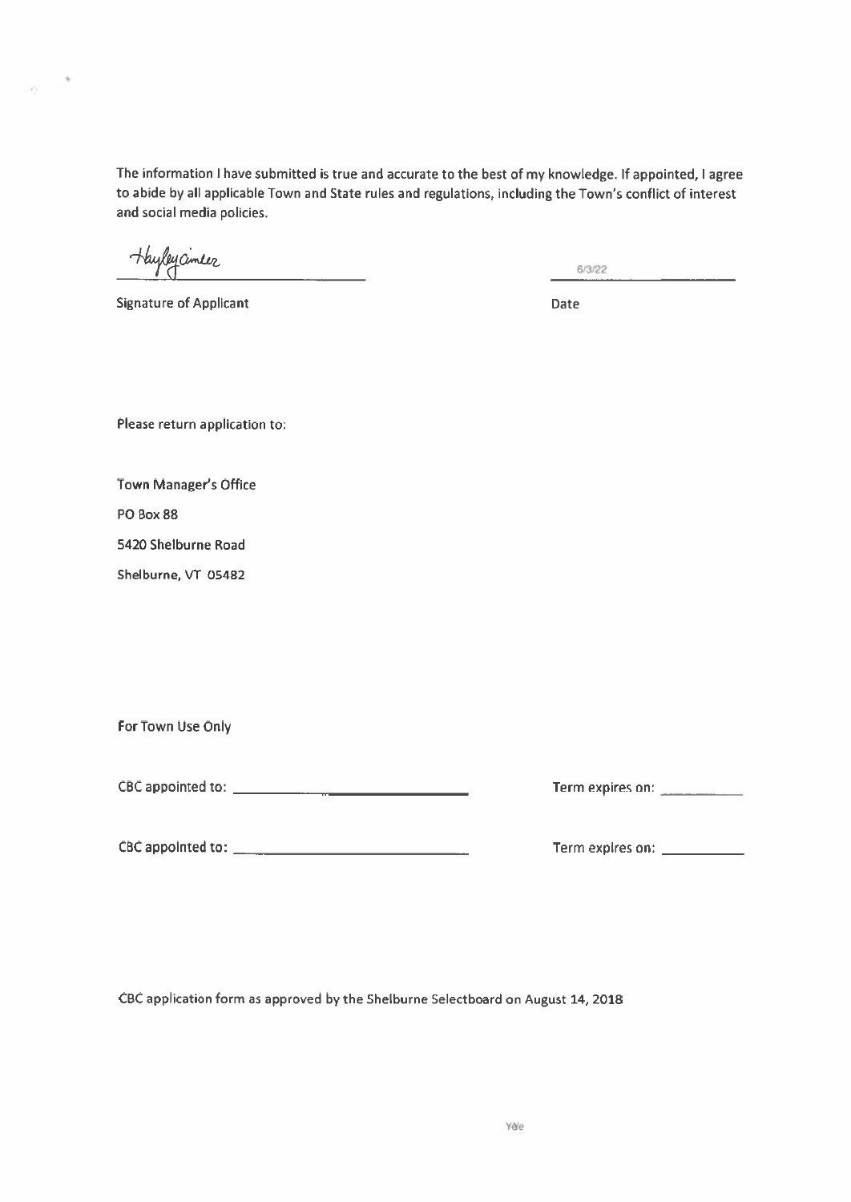The information I have submitted is true and accurate to the best of my knowledge. If appointed, I agree to abide by all applicable Town and State rules and regulations, including the Town's conflict of interest and social media policies.

Hayley Cimler ____________________ 6/3/22 ____________________

Signature of Applicant Date

Please return application to:

Town Manager's Office

PO Box 88

5420 Shelburne Road

Shelburne, VT 05482

For Town Use Only

CBC appointed to: ______________________________ Term expires on: __________

CBC appointed to: ______________________________ Term expires on: __________

CBC application form as approved by the Shelburne Selectboard on August 14, 2018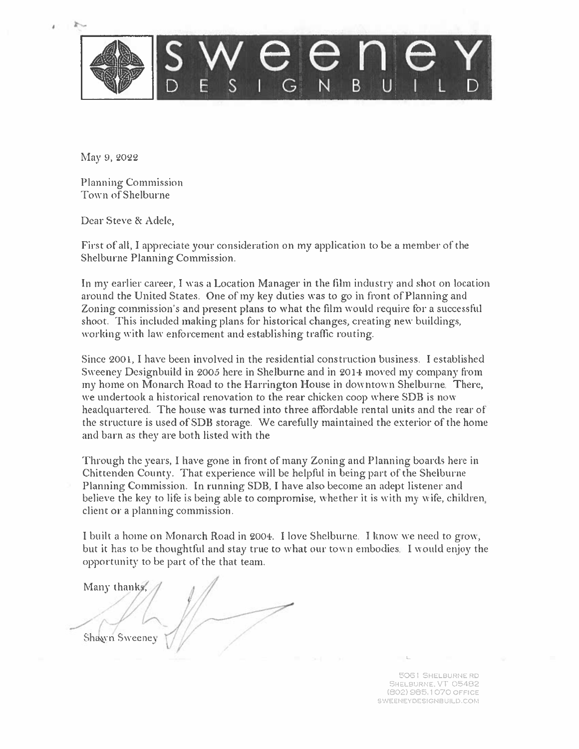# SWEENEY DESIGNBUILD

May 9, 2022

Planning Commission
Town of Shelburne

Dear Steve & Adele,

First of all, I appreciate your consideration on my application to be a member of the Shelburne Planning Commission.

In my earlier career, I was a Location Manager in the film industry and shot on location around the United States. One of my key duties was to go in front of Planning and Zoning commission's and present plans to what the film would require for a successful shoot. This included making plans for historical changes, creating new buildings, working with law enforcement and establishing traffic routing.

Since 2001, I have been involved in the residential construction business. I established Sweeney Designbuild in 2005 here in Shelburne and in 2014 moved my company from my home on Monarch Road to the Harrington House in downtown Shelburne. There, we undertook a historical renovation to the rear chicken coop where SDB is now headquartered. The house was turned into three affordable rental units and the rear of the structure is used of SDB storage. We carefully maintained the exterior of the home and barn as they are both listed with the

Through the years, I have gone in front of many Zoning and Planning boards here in Chittenden County. That experience will be helpful in being part of the Shelburne Planning Commission. In running SDB, I have also become an adept listener and believe the key to life is being able to compromise, whether it is with my wife, children, client or a planning commission.

I built a home on Monarch Road in 2004. I love Shelburne. I know we need to grow, but it has to be thoughtful and stay true to what our town embodies. I would enjoy the opportunity to be part of the that team.

Many thanks,

Shawn Sweeney

5061 Shelburne Rd
Shelburne, VT 05482
(802) 985.1070 office
sweeneydesignbuild.com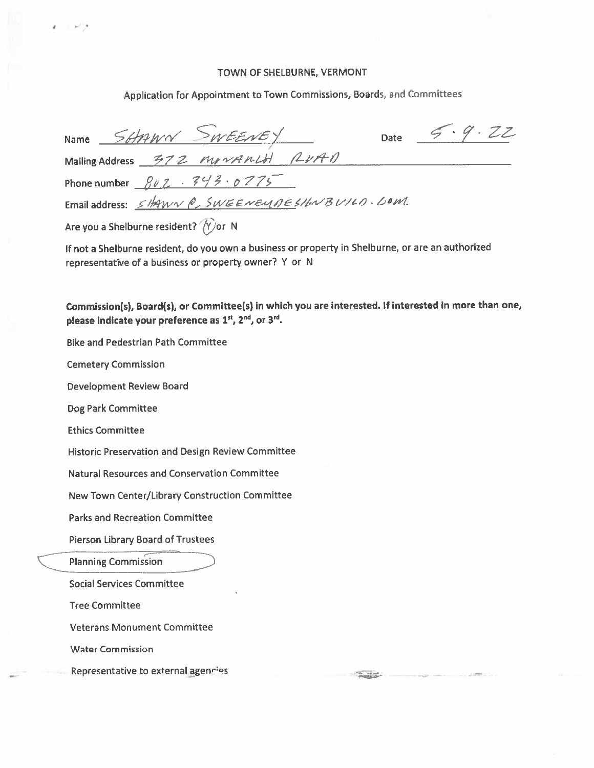# TOWN OF SHELBURNE, VERMONT

Application for Appointment to Town Commissions, Boards, and Committees

Name SHAWN SWEENEY Date 5 · 9 · 22

Mailing Address 372 MONARCH ROAD

Phone number 802 . 343 . 0775

Email address: SHAWN @ SWEENEYDESIGNBUILD . COM

Are you a Shelburne resident? (Y) or N

If not a Shelburne resident, do you own a business or property in Shelburne, or are an authorized representative of a business or property owner? Y or N

**Commission(s), Board(s), or Committee(s) in which you are interested. If interested in more than one, please indicate your preference as 1st, 2nd, or 3rd.**

Bike and Pedestrian Path Committee

Cemetery Commission

Development Review Board

Dog Park Committee

Ethics Committee

Historic Preservation and Design Review Committee

Natural Resources and Conservation Committee

New Town Center/Library Construction Committee

Parks and Recreation Committee

Pierson Library Board of Trustees

(Planning Commission) — circled

Social Services Committee

Tree Committee

Veterans Monument Committee

Water Commission

Representative to external agencies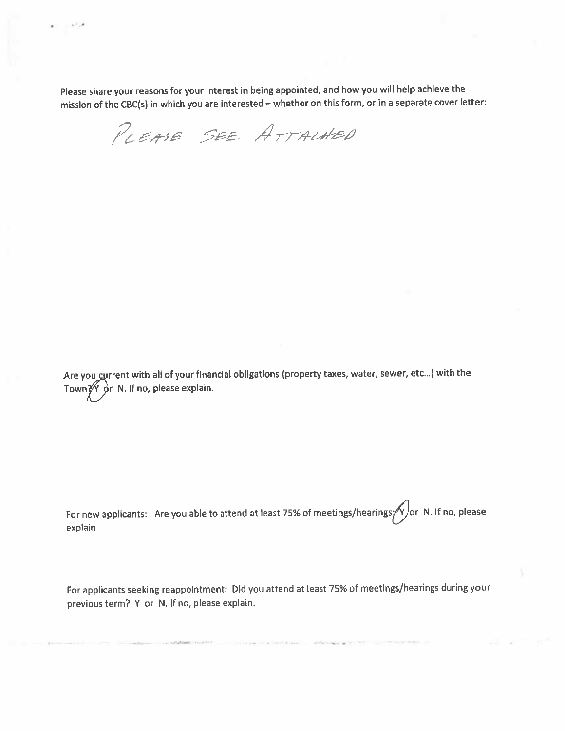Please share your reasons for your interest in being appointed, and how you will help achieve the mission of the CBC(s) in which you are interested – whether on this form, or in a separate cover letter:

PLEASE SEE ATTACHED

Are you current with all of your financial obligations (property taxes, water, sewer, etc...) with the Town? (Y) or N. If no, please explain.

For new applicants: Are you able to attend at least 75% of meetings/hearings: (Y) or N. If no, please explain.

For applicants seeking reappointment: Did you attend at least 75% of meetings/hearings during your previous term? Y or N. If no, please explain.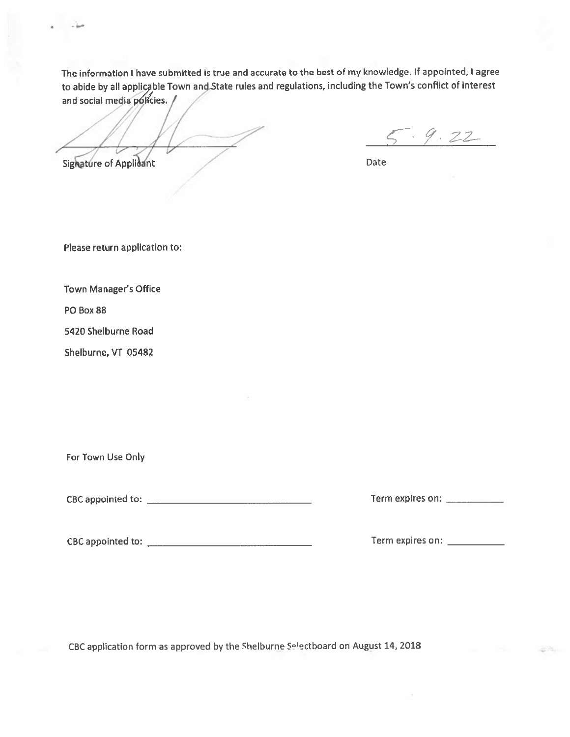The information I have submitted is true and accurate to the best of my knowledge. If appointed, I agree to abide by all applicable Town and State rules and regulations, including the Town's conflict of interest and social media policies.

_______________________ 5.9.22
Signature of Applicant Date

Please return application to:

Town Manager's Office

PO Box 88

5420 Shelburne Road

Shelburne, VT 05482

For Town Use Only

CBC appointed to: _______________________ Term expires on: ___________

CBC appointed to: _______________________ Term expires on: ___________

CBC application form as approved by the Shelburne Selectboard on August 14, 2018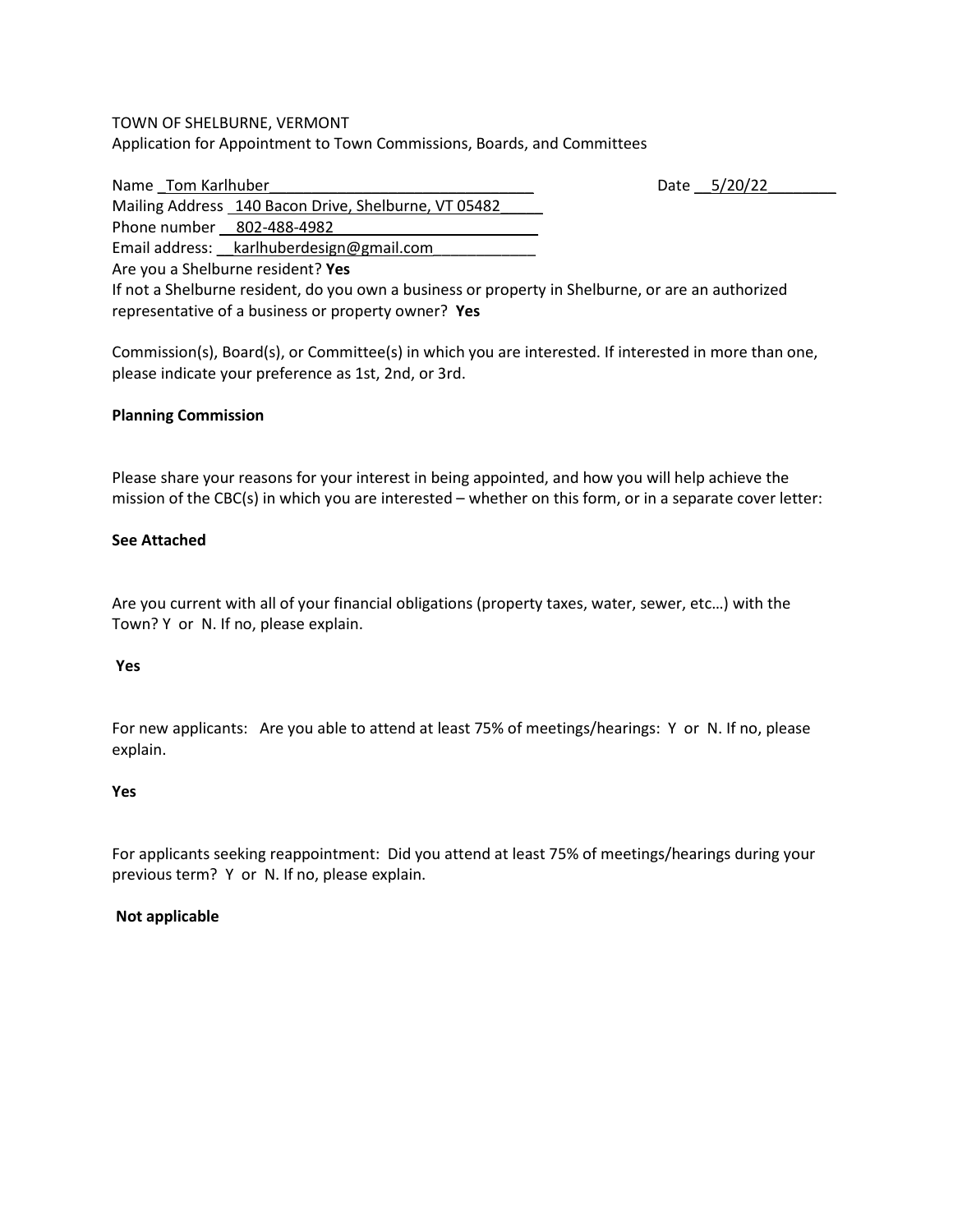TOWN OF SHELBURNE, VERMONT
Application for Appointment to Town Commissions, Boards, and Committees

Name _Tom Karlhuber_______________________________ Date __5/20/22________

Mailing Address _140 Bacon Drive, Shelburne, VT 05482_____

Phone number __802-488-4982________________________

Email address: __karlhuberdesign@gmail.com____________

Are you a Shelburne resident? **Yes**

If not a Shelburne resident, do you own a business or property in Shelburne, or are an authorized representative of a business or property owner? **Yes**

Commission(s), Board(s), or Committee(s) in which you are interested. If interested in more than one, please indicate your preference as 1st, 2nd, or 3rd.

**Planning Commission**

Please share your reasons for your interest in being appointed, and how you will help achieve the mission of the CBC(s) in which you are interested – whether on this form, or in a separate cover letter:

**See Attached**

Are you current with all of your financial obligations (property taxes, water, sewer, etc…) with the Town? Y or N. If no, please explain.

**Yes**

For new applicants: Are you able to attend at least 75% of meetings/hearings: Y or N. If no, please explain.

**Yes**

For applicants seeking reappointment: Did you attend at least 75% of meetings/hearings during your previous term? Y or N. If no, please explain.

**Not applicable**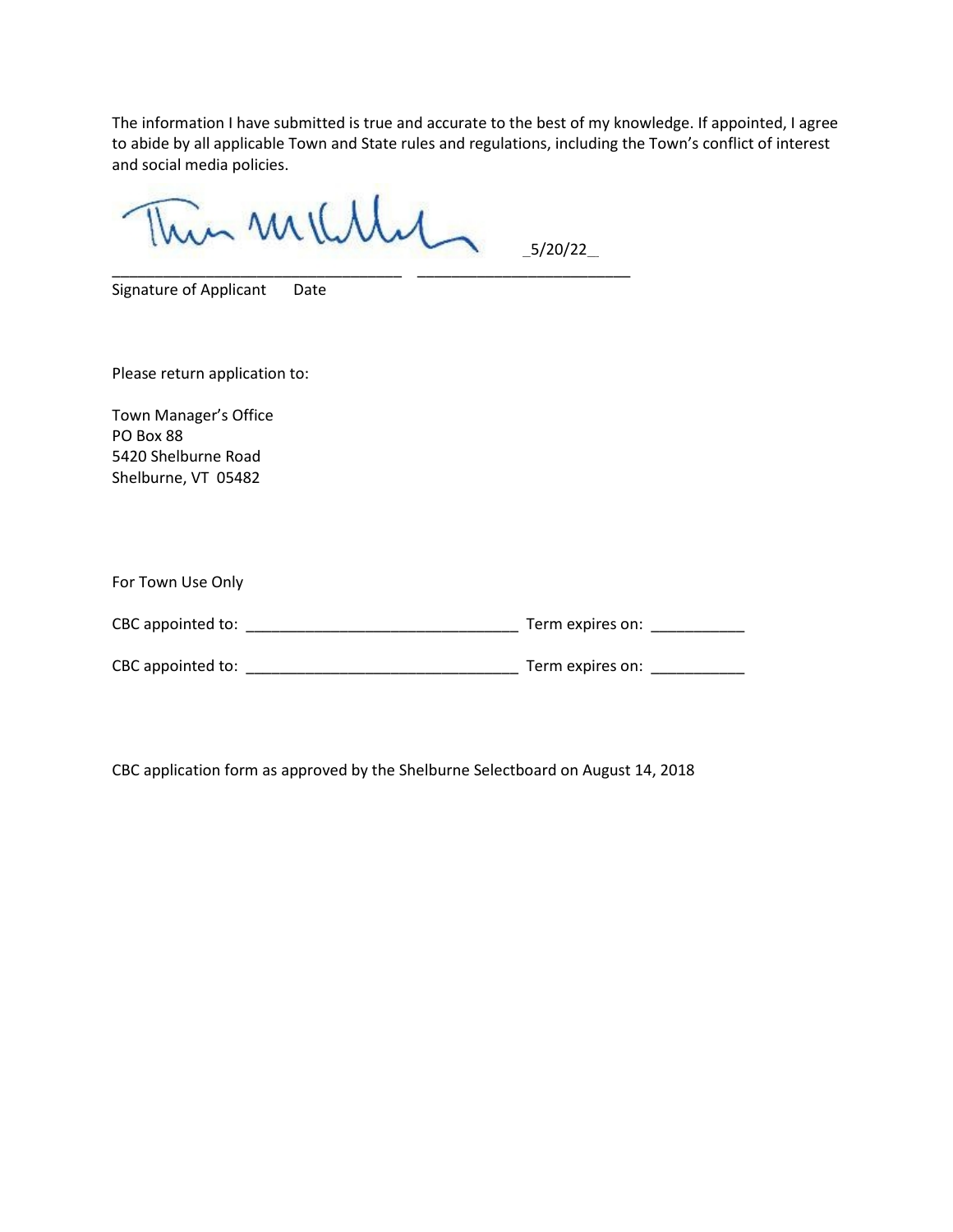The information I have submitted is true and accurate to the best of my knowledge. If appointed, I agree to abide by all applicable Town and State rules and regulations, including the Town's conflict of interest and social media policies.

_5/20/22_

________________________________ ________________________

Signature of Applicant    Date

Please return application to:

Town Manager's Office
PO Box 88
5420 Shelburne Road
Shelburne, VT 05482

For Town Use Only

CBC appointed to: ______________________________ Term expires on: __________

CBC appointed to: ______________________________ Term expires on: __________

CBC application form as approved by the Shelburne Selectboard on August 14, 2018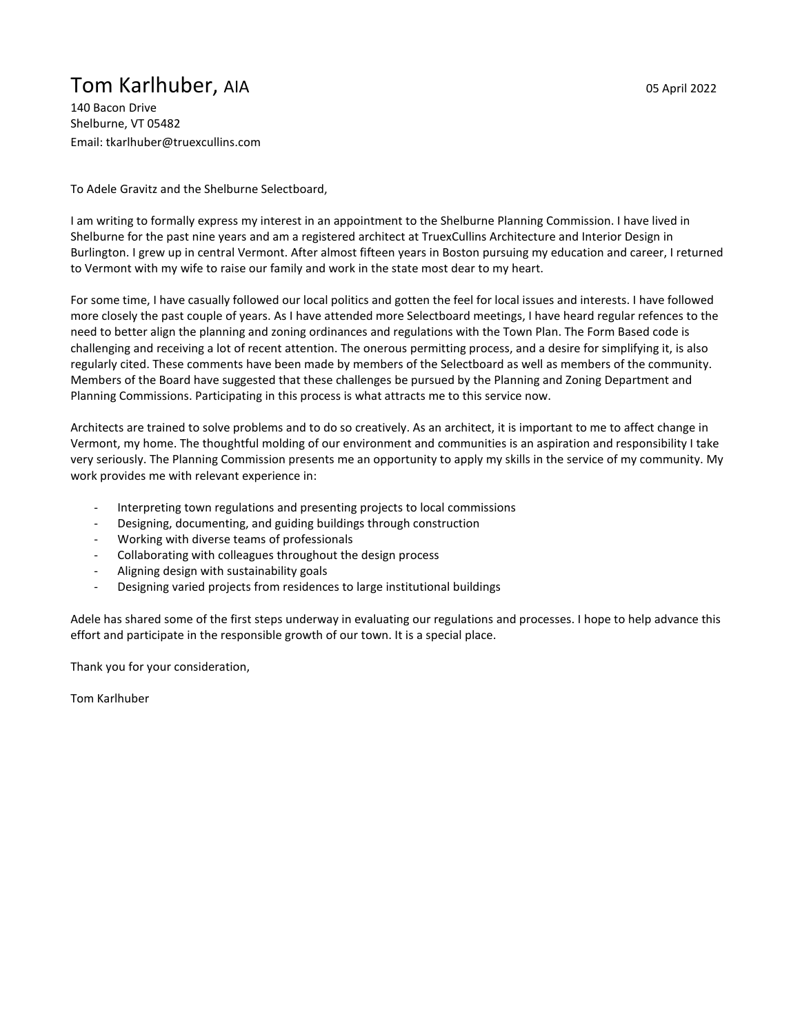# Tom Karlhuber, AIA

05 April 2022

140 Bacon Drive
Shelburne, VT 05482
Email: tkarlhuber@truexcullins.com

To Adele Gravitz and the Shelburne Selectboard,

I am writing to formally express my interest in an appointment to the Shelburne Planning Commission. I have lived in Shelburne for the past nine years and am a registered architect at TruexCullins Architecture and Interior Design in Burlington. I grew up in central Vermont. After almost fifteen years in Boston pursuing my education and career, I returned to Vermont with my wife to raise our family and work in the state most dear to my heart.

For some time, I have casually followed our local politics and gotten the feel for local issues and interests. I have followed more closely the past couple of years. As I have attended more Selectboard meetings, I have heard regular refences to the need to better align the planning and zoning ordinances and regulations with the Town Plan. The Form Based code is challenging and receiving a lot of recent attention. The onerous permitting process, and a desire for simplifying it, is also regularly cited. These comments have been made by members of the Selectboard as well as members of the community. Members of the Board have suggested that these challenges be pursued by the Planning and Zoning Department and Planning Commissions. Participating in this process is what attracts me to this service now.

Architects are trained to solve problems and to do so creatively. As an architect, it is important to me to affect change in Vermont, my home. The thoughtful molding of our environment and communities is an aspiration and responsibility I take very seriously. The Planning Commission presents me an opportunity to apply my skills in the service of my community. My work provides me with relevant experience in:

- Interpreting town regulations and presenting projects to local commissions
- Designing, documenting, and guiding buildings through construction
- Working with diverse teams of professionals
- Collaborating with colleagues throughout the design process
- Aligning design with sustainability goals
- Designing varied projects from residences to large institutional buildings

Adele has shared some of the first steps underway in evaluating our regulations and processes. I hope to help advance this effort and participate in the responsible growth of our town. It is a special place.

Thank you for your consideration,

Tom Karlhuber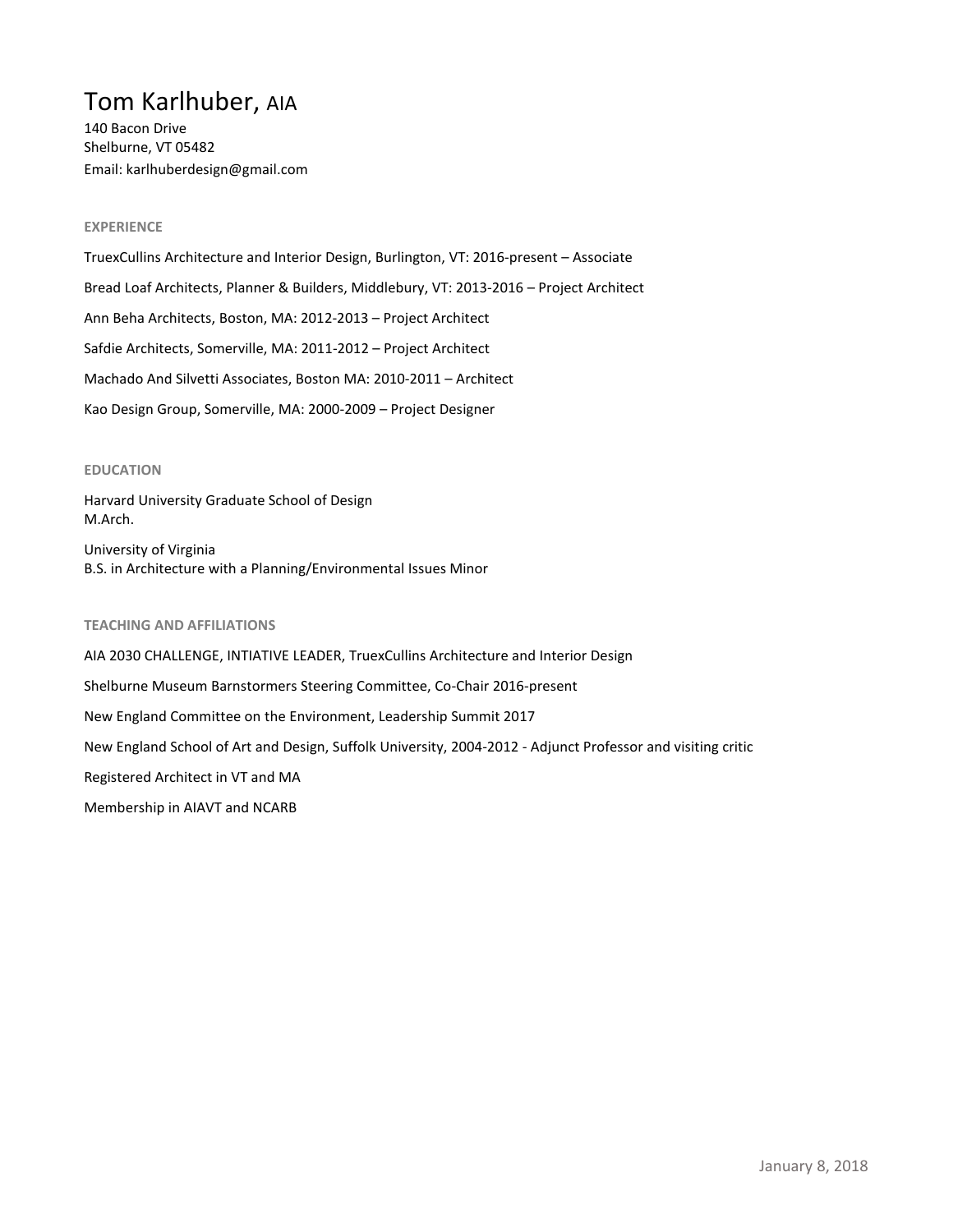# Tom Karlhuber, AIA

140 Bacon Drive
Shelburne, VT 05482
Email: karlhuberdesign@gmail.com

## EXPERIENCE

TruexCullins Architecture and Interior Design, Burlington, VT: 2016-present – Associate

Bread Loaf Architects, Planner & Builders, Middlebury, VT: 2013-2016 – Project Architect

Ann Beha Architects, Boston, MA: 2012-2013 – Project Architect

Safdie Architects, Somerville, MA: 2011-2012 – Project Architect

Machado And Silvetti Associates, Boston MA: 2010-2011 – Architect

Kao Design Group, Somerville, MA: 2000-2009 – Project Designer

## EDUCATION

Harvard University Graduate School of Design
M.Arch.

University of Virginia
B.S. in Architecture with a Planning/Environmental Issues Minor

## TEACHING AND AFFILIATIONS

AIA 2030 CHALLENGE, INTIATIVE LEADER, TruexCullins Architecture and Interior Design

Shelburne Museum Barnstormers Steering Committee, Co-Chair 2016-present

New England Committee on the Environment, Leadership Summit 2017

New England School of Art and Design, Suffolk University, 2004-2012 - Adjunct Professor and visiting critic

Registered Architect in VT and MA

Membership in AIAVT and NCARB

January 8, 2018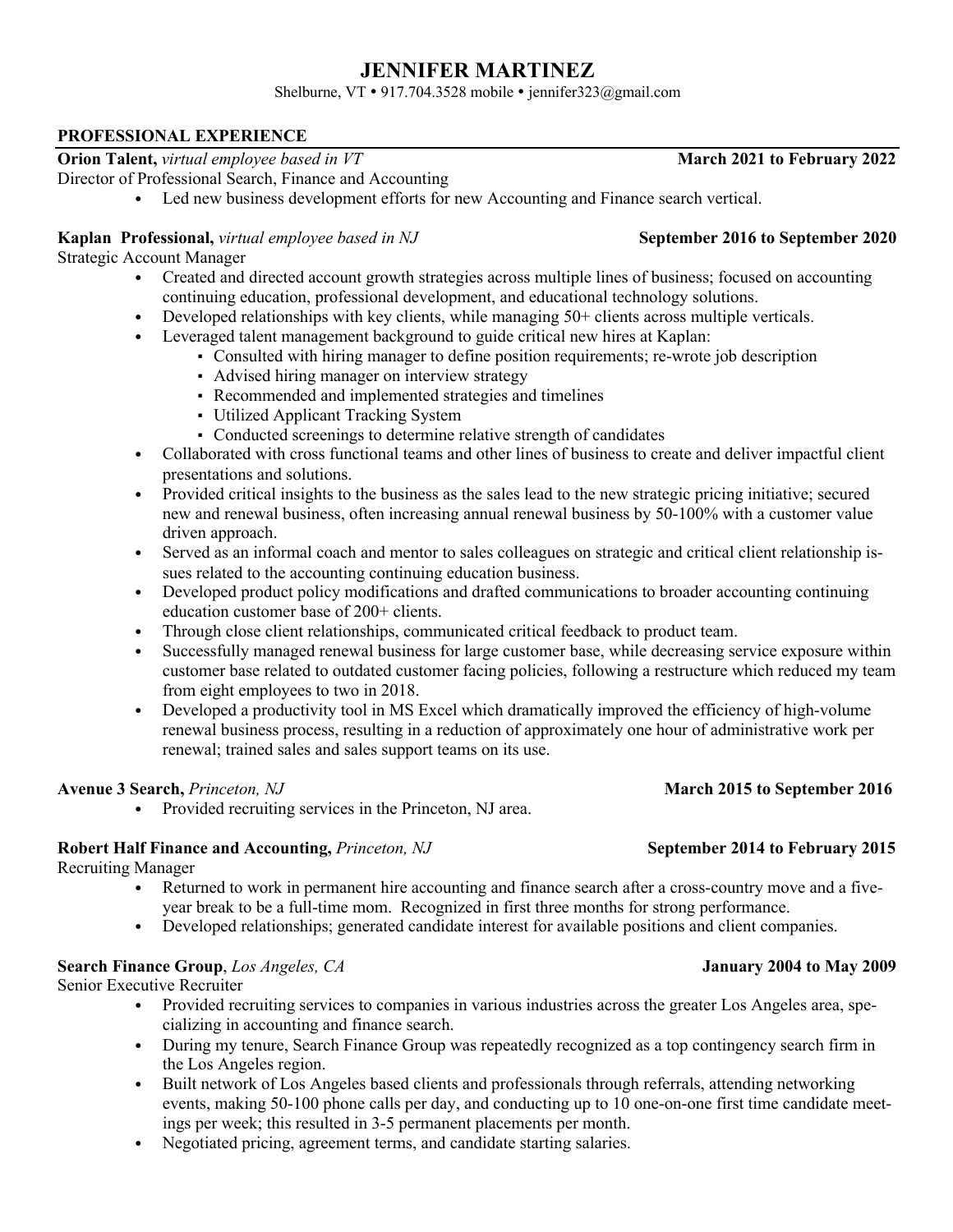# JENNIFER MARTINEZ

Shelburne, VT • 917.704.3528 mobile • jennifer323@gmail.com

## PROFESSIONAL EXPERIENCE

**Orion Talent,** *virtual employee based in VT* **March 2021 to February 2022**

Director of Professional Search, Finance and Accounting

- Led new business development efforts for new Accounting and Finance search vertical.

**Kaplan Professional,** *virtual employee based in NJ* **September 2016 to September 2020**

Strategic Account Manager

- Created and directed account growth strategies across multiple lines of business; focused on accounting continuing education, professional development, and educational technology solutions.
- Developed relationships with key clients, while managing 50+ clients across multiple verticals.
- Leveraged talent management background to guide critical new hires at Kaplan:
  - Consulted with hiring manager to define position requirements; re-wrote job description
  - Advised hiring manager on interview strategy
  - Recommended and implemented strategies and timelines
  - Utilized Applicant Tracking System
  - Conducted screenings to determine relative strength of candidates
- Collaborated with cross functional teams and other lines of business to create and deliver impactful client presentations and solutions.
- Provided critical insights to the business as the sales lead to the new strategic pricing initiative; secured new and renewal business, often increasing annual renewal business by 50-100% with a customer value driven approach.
- Served as an informal coach and mentor to sales colleagues on strategic and critical client relationship issues related to the accounting continuing education business.
- Developed product policy modifications and drafted communications to broader accounting continuing education customer base of 200+ clients.
- Through close client relationships, communicated critical feedback to product team.
- Successfully managed renewal business for large customer base, while decreasing service exposure within customer base related to outdated customer facing policies, following a restructure which reduced my team from eight employees to two in 2018.
- Developed a productivity tool in MS Excel which dramatically improved the efficiency of high-volume renewal business process, resulting in a reduction of approximately one hour of administrative work per renewal; trained sales and sales support teams on its use.

**Avenue 3 Search,** *Princeton, NJ* **March 2015 to September 2016**

- Provided recruiting services in the Princeton, NJ area.

**Robert Half Finance and Accounting,** *Princeton, NJ* **September 2014 to February 2015**

Recruiting Manager

- Returned to work in permanent hire accounting and finance search after a cross-country move and a five-year break to be a full-time mom. Recognized in first three months for strong performance.
- Developed relationships; generated candidate interest for available positions and client companies.

**Search Finance Group**, *Los Angeles, CA* **January 2004 to May 2009**

Senior Executive Recruiter

- Provided recruiting services to companies in various industries across the greater Los Angeles area, specializing in accounting and finance search.
- During my tenure, Search Finance Group was repeatedly recognized as a top contingency search firm in the Los Angeles region.
- Built network of Los Angeles based clients and professionals through referrals, attending networking events, making 50-100 phone calls per day, and conducting up to 10 one-on-one first time candidate meetings per week; this resulted in 3-5 permanent placements per month.
- Negotiated pricing, agreement terms, and candidate starting salaries.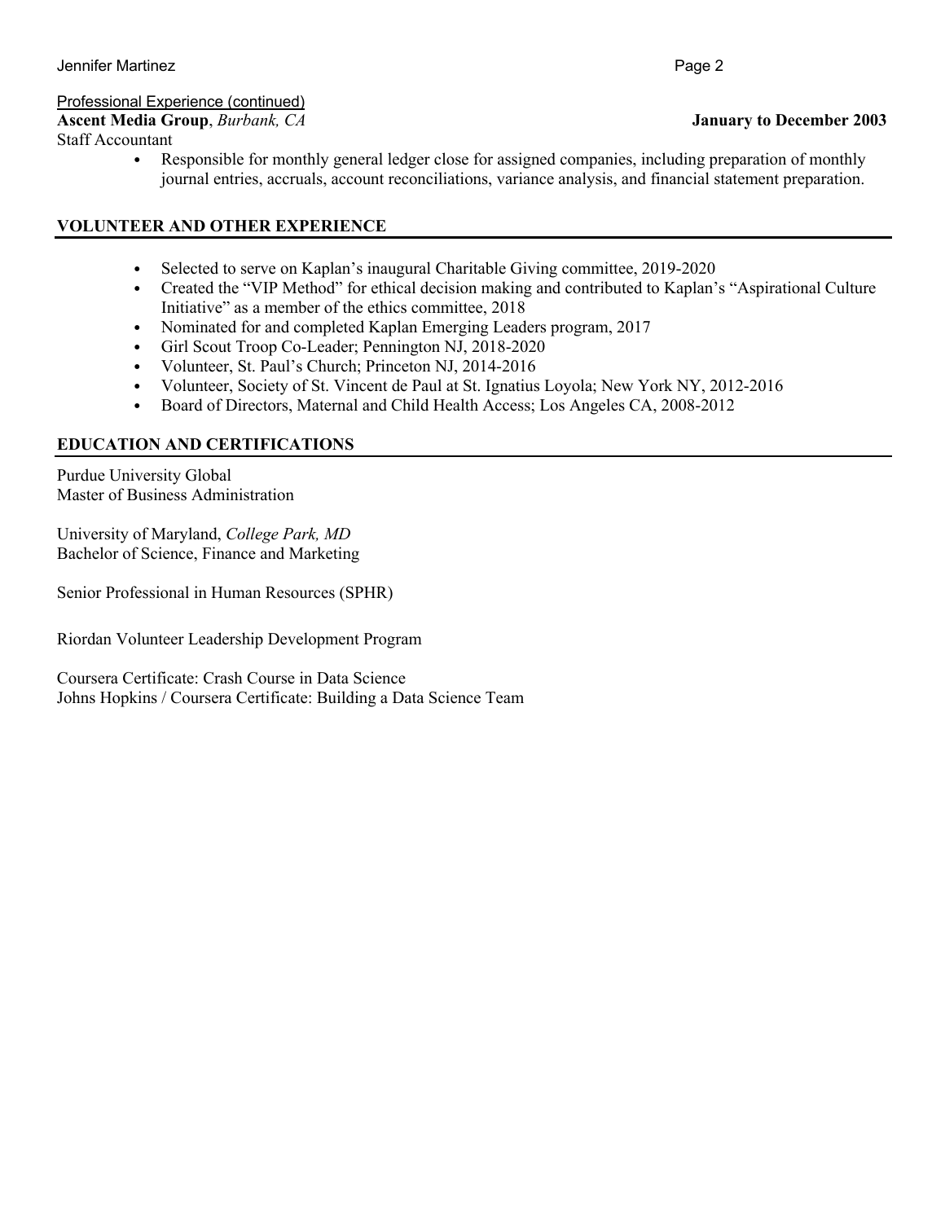Professional Experience (continued)

**Ascent Media Group**, *Burbank, CA* **January to December 2003**

Staff Accountant

- Responsible for monthly general ledger close for assigned companies, including preparation of monthly journal entries, accruals, account reconciliations, variance analysis, and financial statement preparation.

## VOLUNTEER AND OTHER EXPERIENCE

- Selected to serve on Kaplan's inaugural Charitable Giving committee, 2019-2020
- Created the "VIP Method" for ethical decision making and contributed to Kaplan's "Aspirational Culture Initiative" as a member of the ethics committee, 2018
- Nominated for and completed Kaplan Emerging Leaders program, 2017
- Girl Scout Troop Co-Leader; Pennington NJ, 2018-2020
- Volunteer, St. Paul's Church; Princeton NJ, 2014-2016
- Volunteer, Society of St. Vincent de Paul at St. Ignatius Loyola; New York NY, 2012-2016
- Board of Directors, Maternal and Child Health Access; Los Angeles CA, 2008-2012

## EDUCATION AND CERTIFICATIONS

Purdue University Global
Master of Business Administration

University of Maryland, *College Park, MD*
Bachelor of Science, Finance and Marketing

Senior Professional in Human Resources (SPHR)

Riordan Volunteer Leadership Development Program

Coursera Certificate: Crash Course in Data Science
Johns Hopkins / Coursera Certificate: Building a Data Science Team